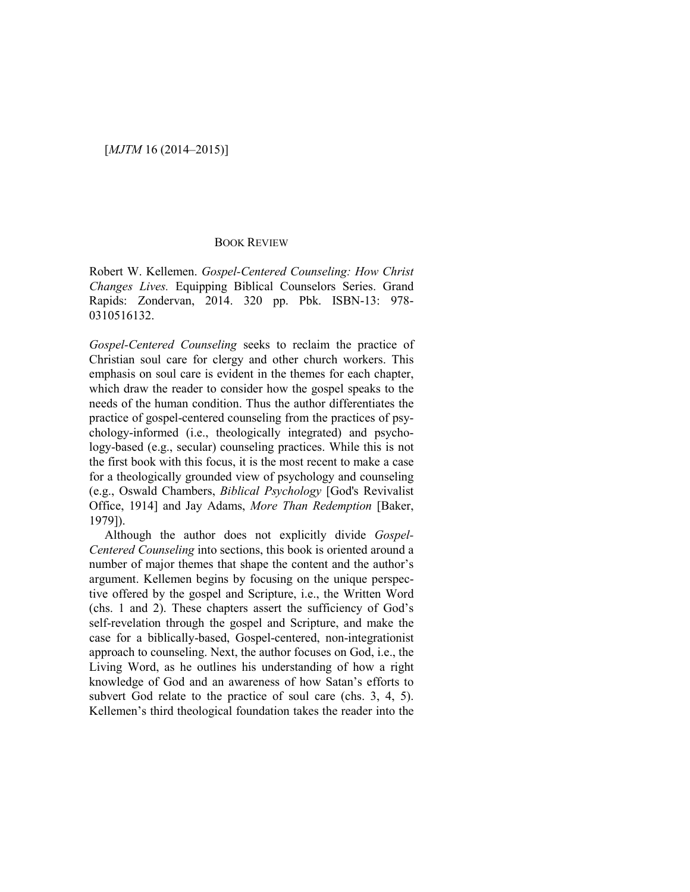## BOOK REVIEW

Robert W. Kellemen. *Gospel-Centered Counseling: How Christ Changes Lives.* Equipping Biblical Counselors Series. Grand Rapids: Zondervan, 2014. 320 pp. Pbk. ISBN-13: 978-0310516132.

*Gospel-Centered Counseling* seeks to reclaim the practice of Christian soul care for clergy and other church workers. This emphasis on soul care is evident in the themes for each chapter, which draw the reader to consider how the gospel speaks to the needs of the human condition. Thus the author differentiates the practice of gospel-centered counseling from the practices of psychology-informed (i.e., theologically integrated) and psychology-based (e.g., secular) counseling practices. While this is not the first book with this focus, it is the most recent to make a case for a theologically grounded view of psychology and counseling (e.g., Oswald Chambers, *Biblical Psychology* [God's Revivalist Office, 1914] and Jay Adams, *More Than Redemption* [Baker, 1979]).

Although the author does not explicitly divide *Gospel-Centered Counseling* into sections, this book is oriented around a number of major themes that shape the content and the author's argument. Kellemen begins by focusing on the unique perspective offered by the gospel and Scripture, i.e., the Written Word (chs. 1 and 2). These chapters assert the sufficiency of God's self-revelation through the gospel and Scripture, and make the case for a biblically-based, Gospel-centered, non-integrationist approach to counseling. Next, the author focuses on God, i.e., the Living Word, as he outlines his understanding of how a right knowledge of God and an awareness of how Satan's efforts to subvert God relate to the practice of soul care (chs. 3, 4, 5). Kellemen's third theological foundation takes the reader into the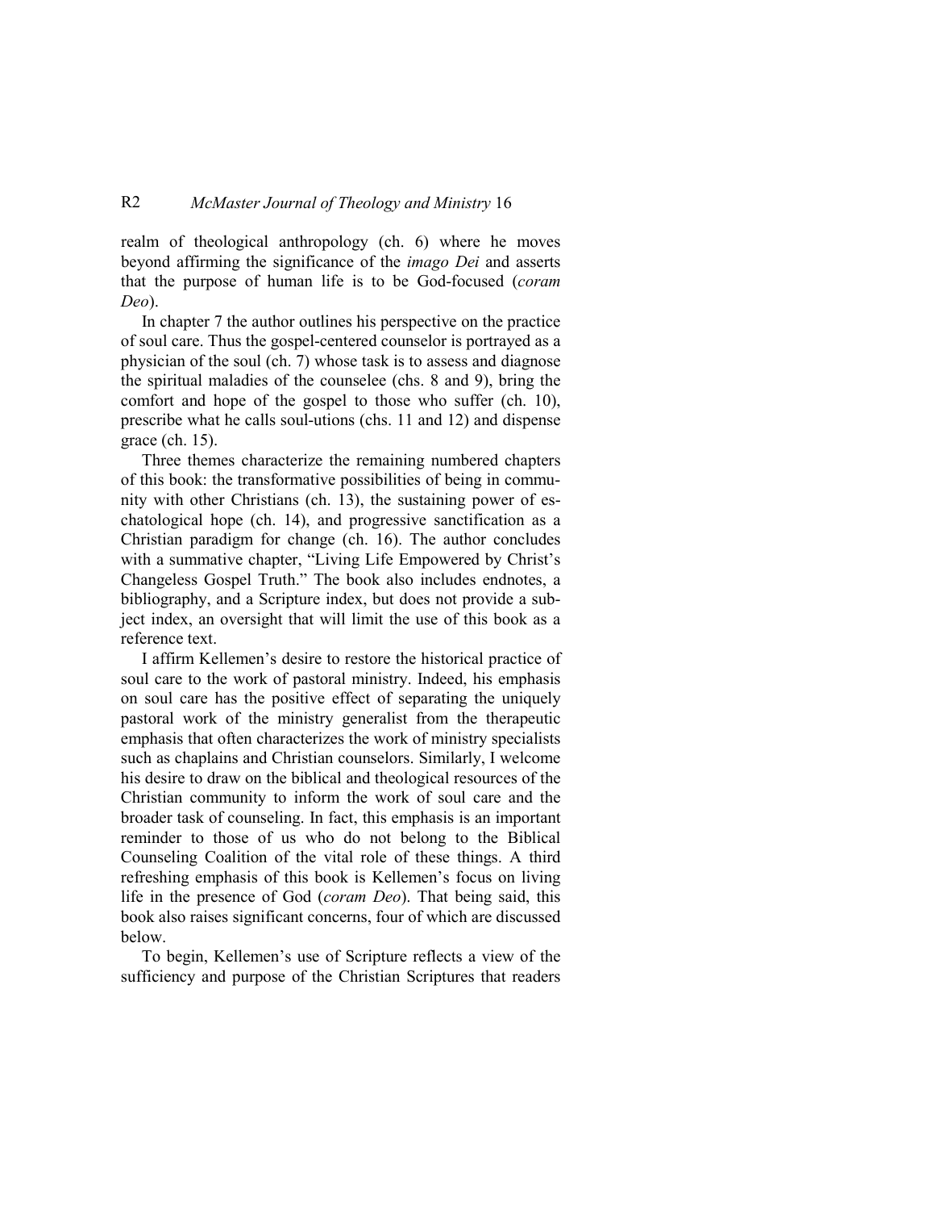realm of theological anthropology (ch. 6) where he moves beyond affirming the significance of the *imago Dei* and asserts that the purpose of human life is to be God-focused (*coram Deo*).

In chapter 7 the author outlines his perspective on the practice of soul care. Thus the gospel-centered counselor is portrayed as a physician of the soul (ch. 7) whose task is to assess and diagnose the spiritual maladies of the counselee (chs. 8 and 9), bring the comfort and hope of the gospel to those who suffer (ch. 10), prescribe what he calls soul-utions (chs. 11 and 12) and dispense grace (ch. 15).

Three themes characterize the remaining numbered chapters of this book: the transformative possibilities of being in community with other Christians (ch. 13), the sustaining power of eschatological hope (ch. 14), and progressive sanctification as a Christian paradigm for change (ch. 16). The author concludes with a summative chapter, "Living Life Empowered by Christ's Changeless Gospel Truth." The book also includes endnotes, a bibliography, and a Scripture index, but does not provide a subject index, an oversight that will limit the use of this book as a reference text.

I affirm Kellemen's desire to restore the historical practice of soul care to the work of pastoral ministry. Indeed, his emphasis on soul care has the positive effect of separating the uniquely pastoral work of the ministry generalist from the therapeutic emphasis that often characterizes the work of ministry specialists such as chaplains and Christian counselors. Similarly, I welcome his desire to draw on the biblical and theological resources of the Christian community to inform the work of soul care and the broader task of counseling. In fact, this emphasis is an important reminder to those of us who do not belong to the Biblical Counseling Coalition of the vital role of these things. A third refreshing emphasis of this book is Kellemen's focus on living life in the presence of God (*coram Deo*). That being said, this book also raises significant concerns, four of which are discussed below.

To begin, Kellemen's use of Scripture reflects a view of the sufficiency and purpose of the Christian Scriptures that readers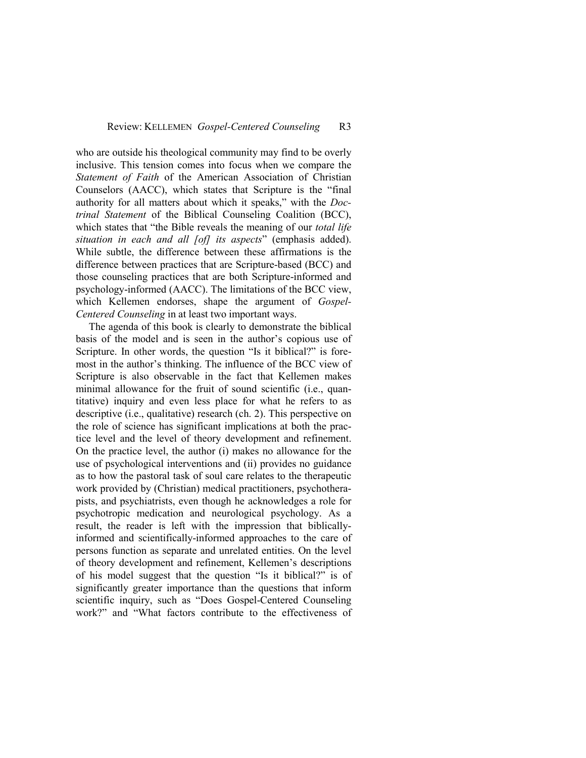who are outside his theological community may find to be overly inclusive. This tension comes into focus when we compare the *Statement of Faith* of the American Association of Christian Counselors (AACC), which states that Scripture is the "final authority for all matters about which it speaks," with the *Doctrinal Statement* of the Biblical Counseling Coalition (BCC), which states that "the Bible reveals the meaning of our *total life situation in each and all [of] its aspects*" (emphasis added). While subtle, the difference between these affirmations is the difference between practices that are Scripture-based (BCC) and those counseling practices that are both Scripture-informed and psychology-informed (AACC). The limitations of the BCC view, which Kellemen endorses, shape the argument of *Gospel-Centered Counseling* in at least two important ways.

The agenda of this book is clearly to demonstrate the biblical basis of the model and is seen in the author's copious use of Scripture. In other words, the question "Is it biblical?" is foremost in the author's thinking. The influence of the BCC view of Scripture is also observable in the fact that Kellemen makes minimal allowance for the fruit of sound scientific (i.e., quantitative) inquiry and even less place for what he refers to as descriptive (i.e., qualitative) research (ch. 2). This perspective on the role of science has significant implications at both the practice level and the level of theory development and refinement. On the practice level, the author (i) makes no allowance for the use of psychological interventions and (ii) provides no guidance as to how the pastoral task of soul care relates to the therapeutic work provided by (Christian) medical practitioners, psychotherapists, and psychiatrists, even though he acknowledges a role for psychotropic medication and neurological psychology. As a result, the reader is left with the impression that biblically-informed and scientifically-informed approaches to the care of persons function as separate and unrelated entities. On the level of theory development and refinement, Kellemen's descriptions of his model suggest that the question "Is it biblical?" is of significantly greater importance than the questions that inform scientific inquiry, such as "Does Gospel-Centered Counseling work?" and "What factors contribute to the effectiveness of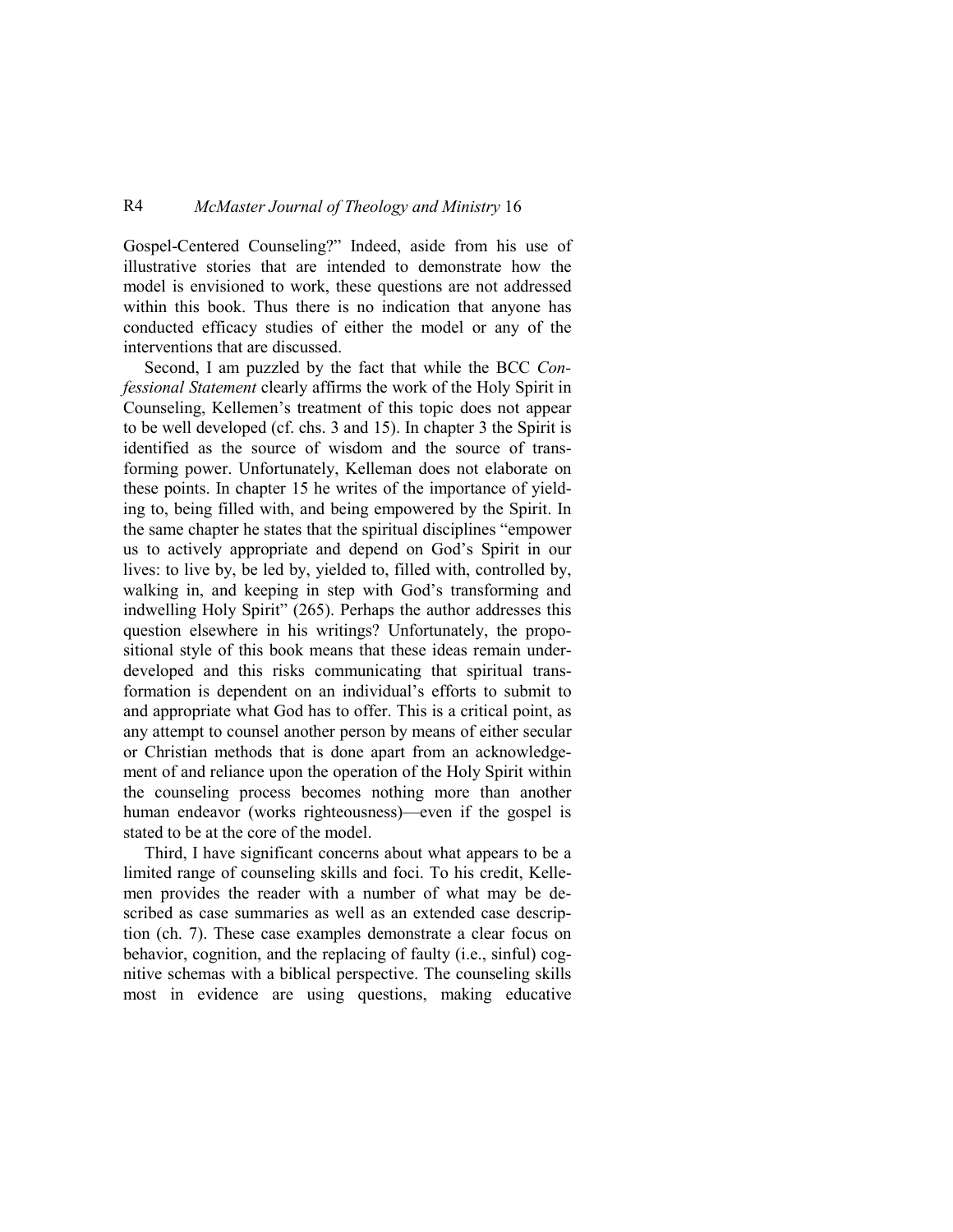Gospel-Centered Counseling?" Indeed, aside from his use of illustrative stories that are intended to demonstrate how the model is envisioned to work, these questions are not addressed within this book. Thus there is no indication that anyone has conducted efficacy studies of either the model or any of the interventions that are discussed.

Second, I am puzzled by the fact that while the BCC *Confessional Statement* clearly affirms the work of the Holy Spirit in Counseling, Kellemen's treatment of this topic does not appear to be well developed (cf. chs. 3 and 15). In chapter 3 the Spirit is identified as the source of wisdom and the source of transforming power. Unfortunately, Kelleman does not elaborate on these points. In chapter 15 he writes of the importance of yielding to, being filled with, and being empowered by the Spirit. In the same chapter he states that the spiritual disciplines "empower us to actively appropriate and depend on God's Spirit in our lives: to live by, be led by, yielded to, filled with, controlled by, walking in, and keeping in step with God's transforming and indwelling Holy Spirit" (265). Perhaps the author addresses this question elsewhere in his writings? Unfortunately, the propositional style of this book means that these ideas remain underdeveloped and this risks communicating that spiritual transformation is dependent on an individual's efforts to submit to and appropriate what God has to offer. This is a critical point, as any attempt to counsel another person by means of either secular or Christian methods that is done apart from an acknowledgement of and reliance upon the operation of the Holy Spirit within the counseling process becomes nothing more than another human endeavor (works righteousness)—even if the gospel is stated to be at the core of the model.

Third, I have significant concerns about what appears to be a limited range of counseling skills and foci. To his credit, Kellemen provides the reader with a number of what may be described as case summaries as well as an extended case description (ch. 7). These case examples demonstrate a clear focus on behavior, cognition, and the replacing of faulty (i.e., sinful) cognitive schemas with a biblical perspective. The counseling skills most in evidence are using questions, making educative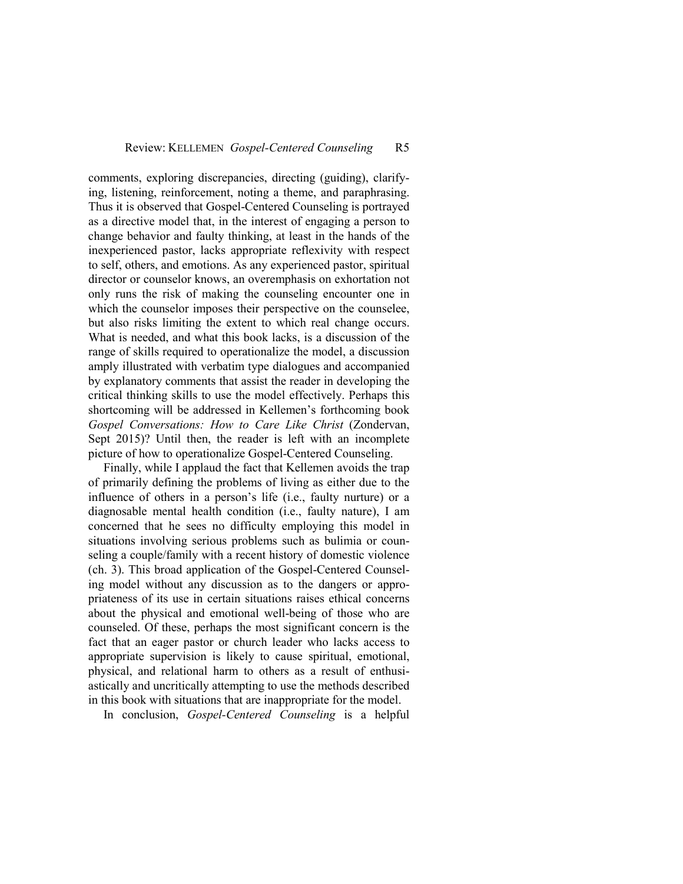comments, exploring discrepancies, directing (guiding), clarifying, listening, reinforcement, noting a theme, and paraphrasing. Thus it is observed that Gospel-Centered Counseling is portrayed as a directive model that, in the interest of engaging a person to change behavior and faulty thinking, at least in the hands of the inexperienced pastor, lacks appropriate reflexivity with respect to self, others, and emotions. As any experienced pastor, spiritual director or counselor knows, an overemphasis on exhortation not only runs the risk of making the counseling encounter one in which the counselor imposes their perspective on the counselee, but also risks limiting the extent to which real change occurs. What is needed, and what this book lacks, is a discussion of the range of skills required to operationalize the model, a discussion amply illustrated with verbatim type dialogues and accompanied by explanatory comments that assist the reader in developing the critical thinking skills to use the model effectively. Perhaps this shortcoming will be addressed in Kellemen's forthcoming book *Gospel Conversations: How to Care Like Christ* (Zondervan, Sept 2015)? Until then, the reader is left with an incomplete picture of how to operationalize Gospel-Centered Counseling.

Finally, while I applaud the fact that Kellemen avoids the trap of primarily defining the problems of living as either due to the influence of others in a person's life (i.e., faulty nurture) or a diagnosable mental health condition (i.e., faulty nature), I am concerned that he sees no difficulty employing this model in situations involving serious problems such as bulimia or counseling a couple/family with a recent history of domestic violence (ch. 3). This broad application of the Gospel-Centered Counseling model without any discussion as to the dangers or appropriateness of its use in certain situations raises ethical concerns about the physical and emotional well-being of those who are counseled. Of these, perhaps the most significant concern is the fact that an eager pastor or church leader who lacks access to appropriate supervision is likely to cause spiritual, emotional, physical, and relational harm to others as a result of enthusiastically and uncritically attempting to use the methods described in this book with situations that are inappropriate for the model.

In conclusion, *Gospel-Centered Counseling* is a helpful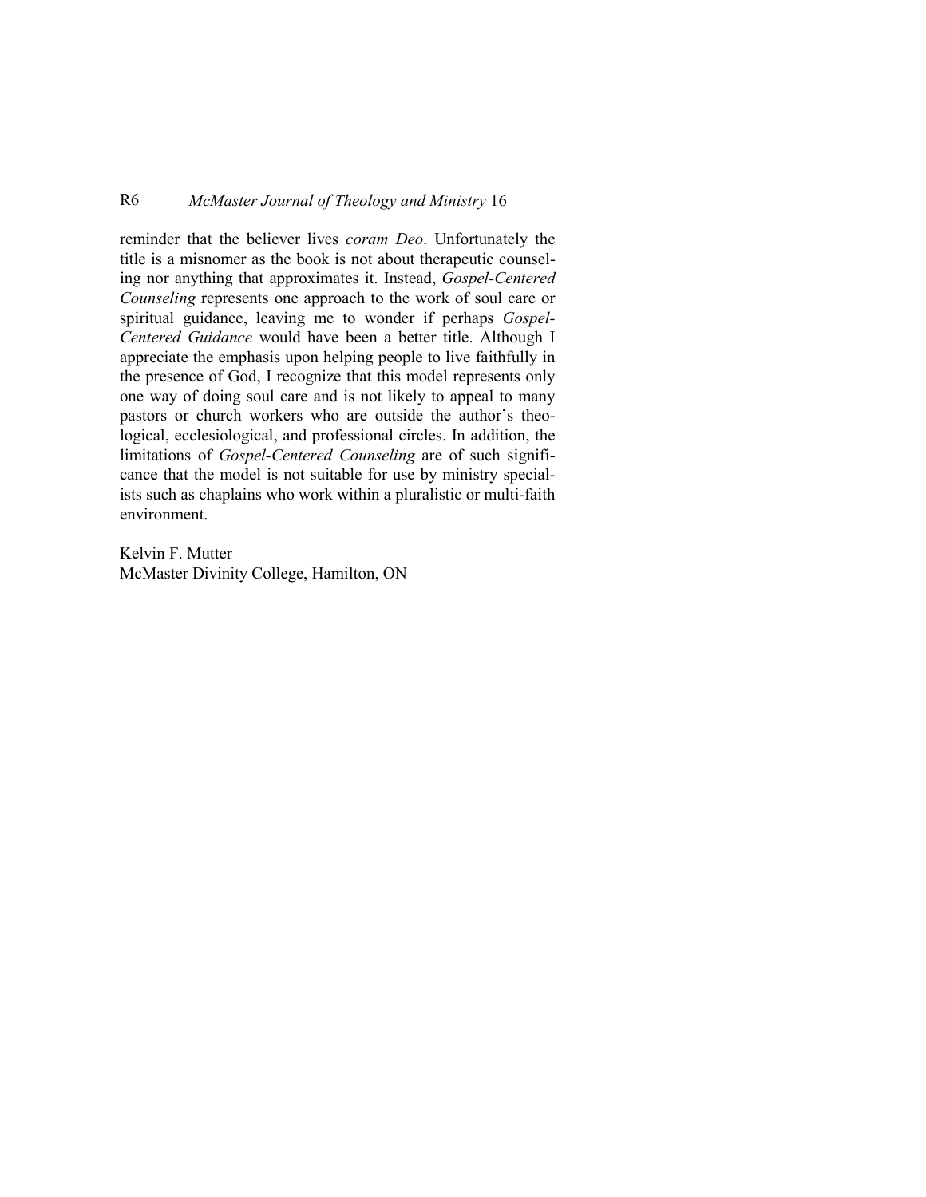reminder that the believer lives *coram Deo*. Unfortunately the title is a misnomer as the book is not about therapeutic counseling nor anything that approximates it. Instead, *Gospel-Centered Counseling* represents one approach to the work of soul care or spiritual guidance, leaving me to wonder if perhaps *Gospel-Centered Guidance* would have been a better title. Although I appreciate the emphasis upon helping people to live faithfully in the presence of God, I recognize that this model represents only one way of doing soul care and is not likely to appeal to many pastors or church workers who are outside the author's theological, ecclesiological, and professional circles. In addition, the limitations of *Gospel-Centered Counseling* are of such significance that the model is not suitable for use by ministry specialists such as chaplains who work within a pluralistic or multi-faith environment.

Kelvin F. Mutter
McMaster Divinity College, Hamilton, ON